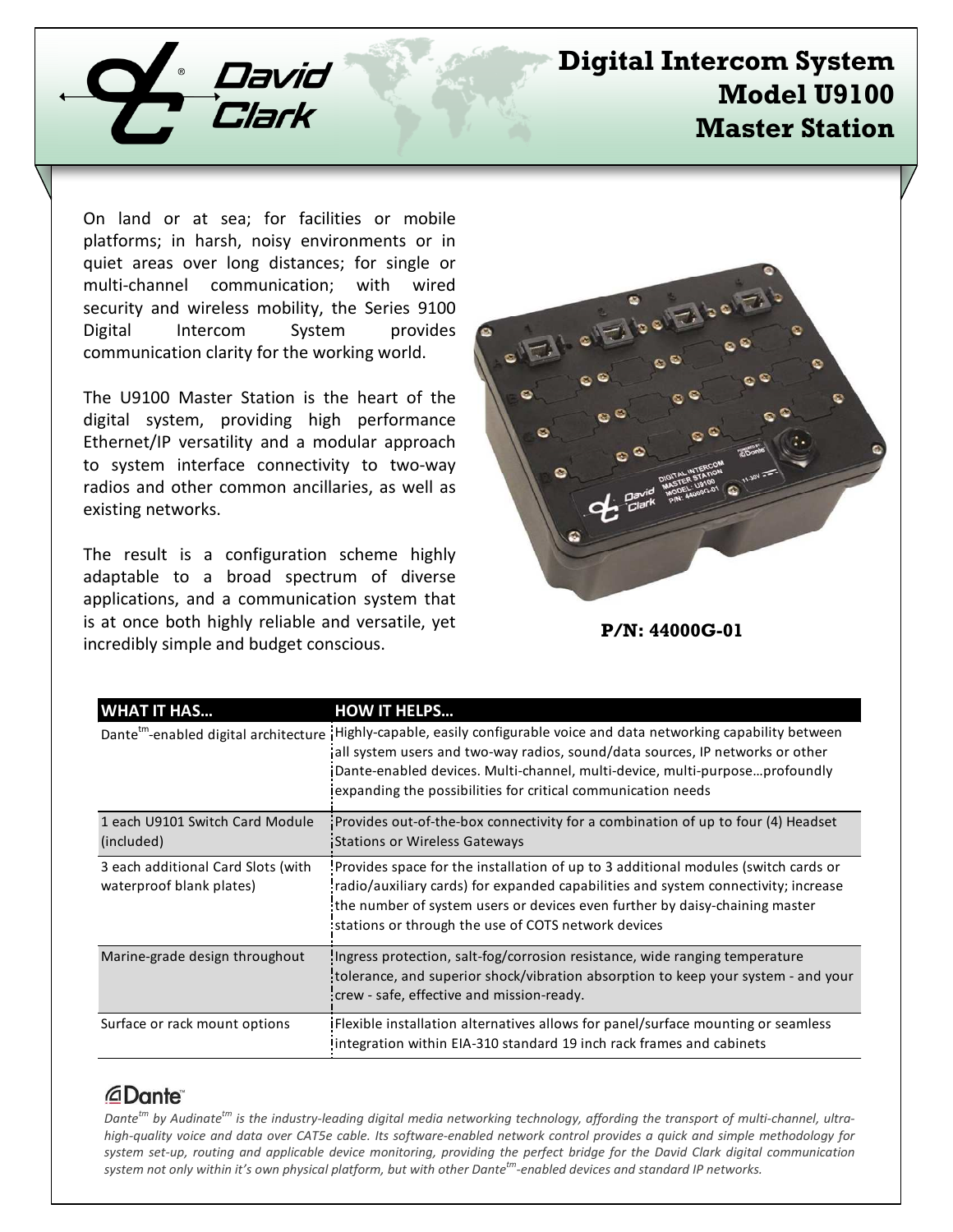# Digital Intercom System Model U9100 Master Station

On land or at sea; for facilities or mobile platforms; in harsh, noisy environments or in quiet areas over long distances; for single or multi-channel communication; with wired security and wireless mobility, the Series 9100 Digital Intercom System provides communication clarity for the working world.

The U9100 Master Station is the heart of the digital system, providing high performance Ethernet/IP versatility and a modular approach to system interface connectivity to two-way radios and other common ancillaries, as well as existing networks.

The result is a configuration scheme highly adaptable to a broad spectrum of diverse applications, and a communication system that is at once both highly reliable and versatile, yet incredibly simple and budget conscious.

**P/N: 44000G-01**

| WHAT IT HAS… | HOW IT HELPS… |
|---|---|
| Dante[tm]-enabled digital architecture | Highly-capable, easily configurable voice and data networking capability between all system users and two-way radios, sound/data sources, IP networks or other Dante-enabled devices. Multi-channel, multi-device, multi-purpose…profoundly expanding the possibilities for critical communication needs |
| 1 each U9101 Switch Card Module (included) | Provides out-of-the-box connectivity for a combination of up to four (4) Headset Stations or Wireless Gateways |
| 3 each additional Card Slots (with waterproof blank plates) | Provides space for the installation of up to 3 additional modules (switch cards or radio/auxiliary cards) for expanded capabilities and system connectivity; increase the number of system users or devices even further by daisy-chaining master stations or through the use of COTS network devices |
| Marine-grade design throughout | Ingress protection, salt-fog/corrosion resistance, wide ranging temperature tolerance, and superior shock/vibration absorption to keep your system - and your crew - safe, effective and mission-ready. |
| Surface or rack mount options | Flexible installation alternatives allows for panel/surface mounting or seamless integration within EIA-310 standard 19 inch rack frames and cabinets |

*Dante[tm] by Audinate[tm] is the industry-leading digital media networking technology, affording the transport of multi-channel, ultra-high-quality voice and data over CAT5e cable. Its software-enabled network control provides a quick and simple methodology for system set-up, routing and applicable device monitoring, providing the perfect bridge for the David Clark digital communication system not only within it's own physical platform, but with other Dante[tm]-enabled devices and standard IP networks.*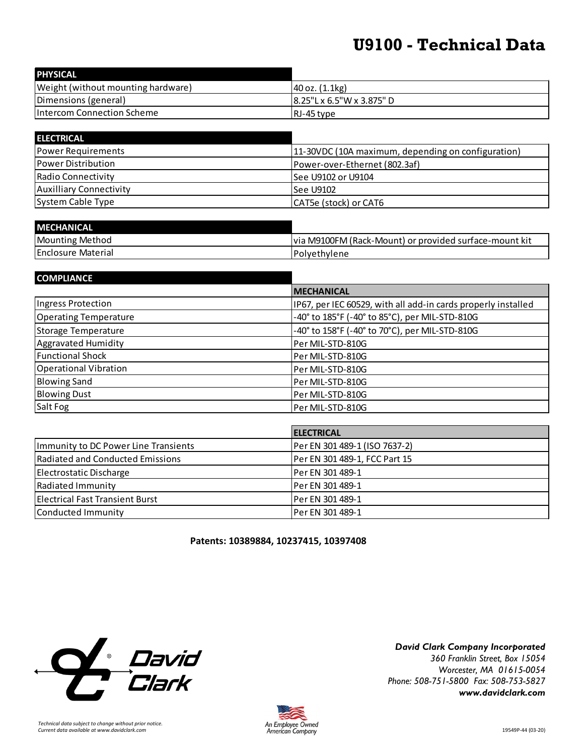# U9100 - Technical Data

| PHYSICAL | |
|---|---|
| Weight (without mounting hardware) | 40 oz. (1.1kg) |
| Dimensions (general) | 8.25"L x 6.5"W x 3.875" D |
| Intercom Connection Scheme | RJ-45 type |

| ELECTRICAL | |
|---|---|
| Power Requirements | 11-30VDC (10A maximum, depending on configuration) |
| Power Distribution | Power-over-Ethernet (802.3af) |
| Radio Connectivity | See U9102 or U9104 |
| Auxilliary Connectivity | See U9102 |
| System Cable Type | CAT5e (stock) or CAT6 |

| MECHANICAL | |
|---|---|
| Mounting Method | via M9100FM (Rack-Mount) or provided surface-mount kit |
| Enclosure Material | Polyethylene |

| COMPLIANCE | MECHANICAL |
|---|---|
| Ingress Protection | IP67, per IEC 60529, with all add-in cards properly installed |
| Operating Temperature | -40° to 185°F (-40° to 85°C), per MIL-STD-810G |
| Storage Temperature | -40° to 158°F (-40° to 70°C), per MIL-STD-810G |
| Aggravated Humidity | Per MIL-STD-810G |
| Functional Shock | Per MIL-STD-810G |
| Operational Vibration | Per MIL-STD-810G |
| Blowing Sand | Per MIL-STD-810G |
| Blowing Dust | Per MIL-STD-810G |
| Salt Fog | Per MIL-STD-810G |

| | ELECTRICAL |
|---|---|
| Immunity to DC Power Line Transients | Per EN 301 489-1 (ISO 7637-2) |
| Radiated and Conducted Emissions | Per EN 301 489-1, FCC Part 15 |
| Electrostatic Discharge | Per EN 301 489-1 |
| Radiated Immunity | Per EN 301 489-1 |
| Electrical Fast Transient Burst | Per EN 301 489-1 |
| Conducted Immunity | Per EN 301 489-1 |

**Patents: 10389884, 10237415, 10397408**

David Clark

***David Clark Company Incorporated***
*360 Franklin Street, Box 15054*
*Worcester, MA 01615-0054*
*Phone: 508-751-5800 Fax: 508-753-5827*
***www.davidclark.com***

*Technical data subject to change without prior notice.*
*Current data available at www.davidclark.com*

An Employee Owned American Company

19549P-44 (03-20)